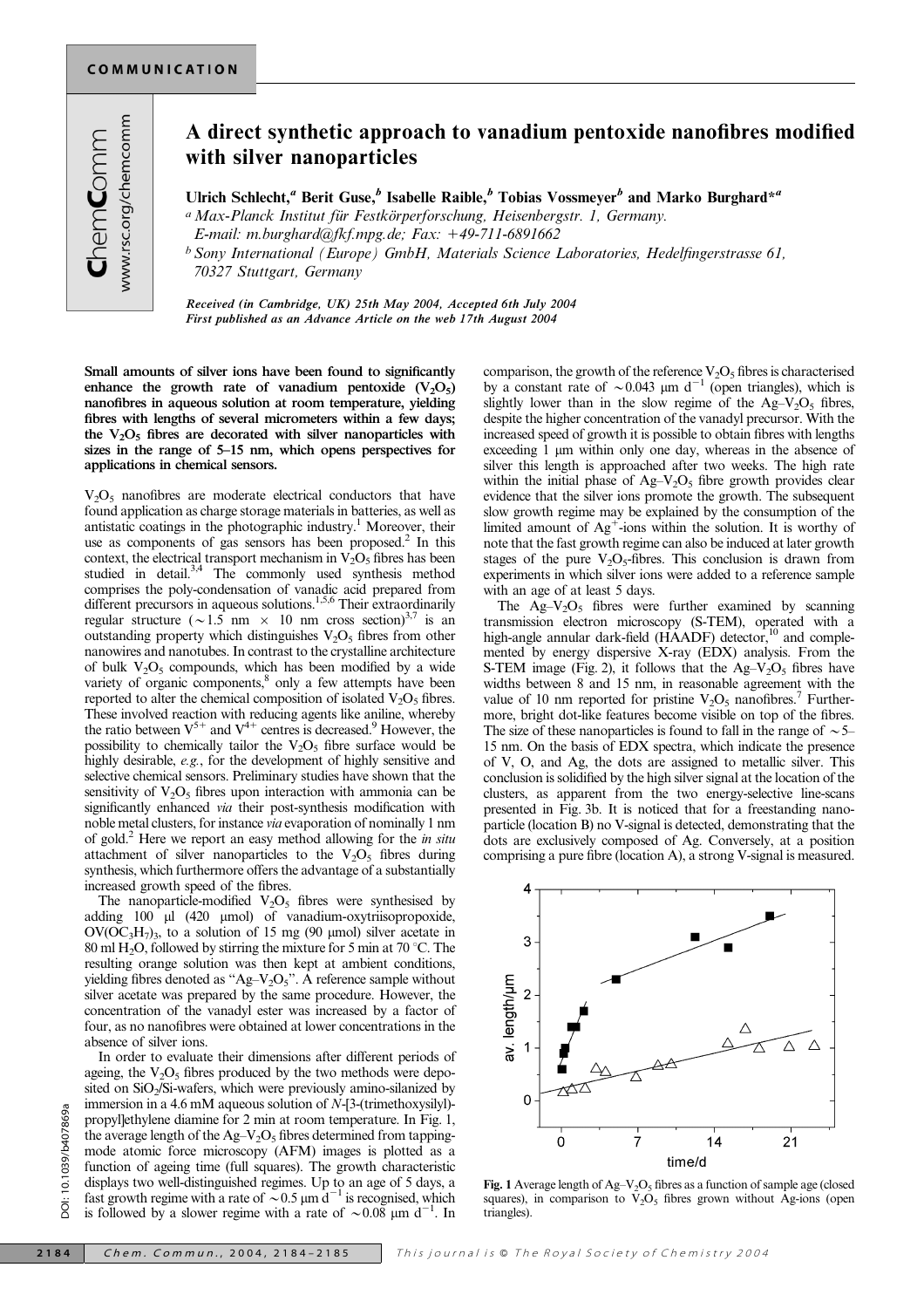# A direct synthetic approach to vanadium pentoxide nanofibres modified with silver nanoparticles

Ulrich Schlecht,[a] Berit Guse,[b] Isabelle Raible,[b] Tobias Vossmeyer[b] and Marko Burghard*[a]

[a] Max-Planck Institut für Festkörperforschung, Heisenbergstr. 1, Germany. E-mail: m.burghard@fkf.mpg.de; Fax: +49-711-6891662

[b] Sony International (Europe) GmbH, Materials Science Laboratories, Hedelfingerstrasse 61, 70327 Stuttgart, Germany

*Received (in Cambridge, UK) 25th May 2004, Accepted 6th July 2004*
*First published as an Advance Article on the web 17th August 2004*

**Small amounts of silver ions have been found to significantly enhance the growth rate of vanadium pentoxide ($V_2O_5$) nanofibres in aqueous solution at room temperature, yielding fibres with lengths of several micrometers within a few days; the $V_2O_5$ fibres are decorated with silver nanoparticles with sizes in the range of 5–15 nm, which opens perspectives for applications in chemical sensors.**

$V_2O_5$ nanofibres are moderate electrical conductors that have found application as charge storage materials in batteries, as well as antistatic coatings in the photographic industry.[1] Moreover, their use as components of gas sensors has been proposed.[2] In this context, the electrical transport mechanism in $V_2O_5$ fibres has been studied in detail.[3,4] The commonly used synthesis method comprises the poly-condensation of vanadic acid prepared from different precursors in aqueous solutions.[1,5,6] Their extraordinarily regular structure (~1.5 nm × 10 nm cross section)[3,7] is an outstanding property which distinguishes $V_2O_5$ fibres from other nanowires and nanotubes. In contrast to the crystalline architecture of bulk $V_2O_5$ compounds, which has been modified by a wide variety of organic components,[8] only a few attempts have been reported to alter the chemical composition of isolated $V_2O_5$ fibres. These involved reaction with reducing agents like aniline, whereby the ratio between $V^{5+}$ and $V^{4+}$ centres is decreased.[9] However, the possibility to chemically tailor the $V_2O_5$ fibre surface would be highly desirable, *e.g.*, for the development of highly sensitive and selective chemical sensors. Preliminary studies have shown that the sensitivity of $V_2O_5$ fibres upon interaction with ammonia can be significantly enhanced *via* their post-synthesis modification with noble metal clusters, for instance *via* evaporation of nominally 1 nm of gold.[2] Here we report an easy method allowing for the *in situ* attachment of silver nanoparticles to the $V_2O_5$ fibres during synthesis, which furthermore offers the advantage of a substantially increased growth speed of the fibres.

The nanoparticle-modified $V_2O_5$ fibres were synthesised by adding 100 µl (420 µmol) of vanadium-oxytriisopropoxide, $OV(OC_3H_7)_3$, to a solution of 15 mg (90 µmol) silver acetate in 80 ml $H_2O$, followed by stirring the mixture for 5 min at 70 °C. The resulting orange solution was then kept at ambient conditions, yielding fibres denoted as "Ag–$V_2O_5$". A reference sample without silver acetate was prepared by the same procedure. However, the concentration of the vanadyl ester was increased by a factor of four, as no nanofibres were obtained at lower concentrations in the absence of silver ions.

In order to evaluate their dimensions after different periods of ageing, the $V_2O_5$ fibres produced by the two methods were deposited on $SiO_2$/Si-wafers, which were previously amino-silanized by immersion in a 4.6 mM aqueous solution of *N*-[3-(trimethoxysilyl)-propyl]ethylene diamine for 2 min at room temperature. In Fig. 1, the average length of the Ag–$V_2O_5$ fibres determined from tapping-mode atomic force microscopy (AFM) images is plotted as a function of ageing time (full squares). The growth characteristic displays two well-distinguished regimes. Up to an age of 5 days, a fast growth regime with a rate of ~0.5 µm $d^{-1}$ is recognised, which is followed by a slower regime with a rate of ~0.08 µm $d^{-1}$. In comparison, the growth of the reference $V_2O_5$ fibres is characterised by a constant rate of ~0.043 µm $d^{-1}$ (open triangles), which is slightly lower than in the slow regime of the Ag–$V_2O_5$ fibres, despite the higher concentration of the vanadyl precursor. With the increased speed of growth it is possible to obtain fibres with lengths exceeding 1 µm within only one day, whereas in the absence of silver this length is approached after two weeks. The high rate within the initial phase of Ag–$V_2O_5$ fibre growth provides clear evidence that the silver ions promote the growth. The subsequent slow growth regime may be explained by the consumption of the limited amount of $Ag^+$-ions within the solution. It is worthy of note that the fast growth regime can also be induced at later growth stages of the pure $V_2O_5$-fibres. This conclusion is drawn from experiments in which silver ions were added to a reference sample with an age of at least 5 days.

The Ag–$V_2O_5$ fibres were further examined by scanning transmission electron microscopy (S-TEM), operated with a high-angle annular dark-field (HAADF) detector,[10] and complemented by energy dispersive X-ray (EDX) analysis. From the S-TEM image (Fig. 2), it follows that the Ag–$V_2O_5$ fibres have widths between 8 and 15 nm, in reasonable agreement with the value of 10 nm reported for pristine $V_2O_5$ nanofibres.[7] Furthermore, bright dot-like features become visible on top of the fibres. The size of these nanoparticles is found to fall in the range of ~5–15 nm. On the basis of EDX spectra, which indicate the presence of V, O, and Ag, the dots are assigned to metallic silver. This conclusion is solidified by the high silver signal at the location of the clusters, as apparent from the two energy-selective line-scans presented in Fig. 3b. It is noticed that for a freestanding nanoparticle (location B) no V-signal is detected, demonstrating that the dots are exclusively composed of Ag. Conversely, at a position comprising a pure fibre (location A), a strong V-signal is measured.

**Fig. 1** Average length of Ag–$V_2O_5$ fibres as a function of sample age (closed squares), in comparison to $V_2O_5$ fibres grown without Ag-ions (open triangles).

DOI: 10.1039/b407869a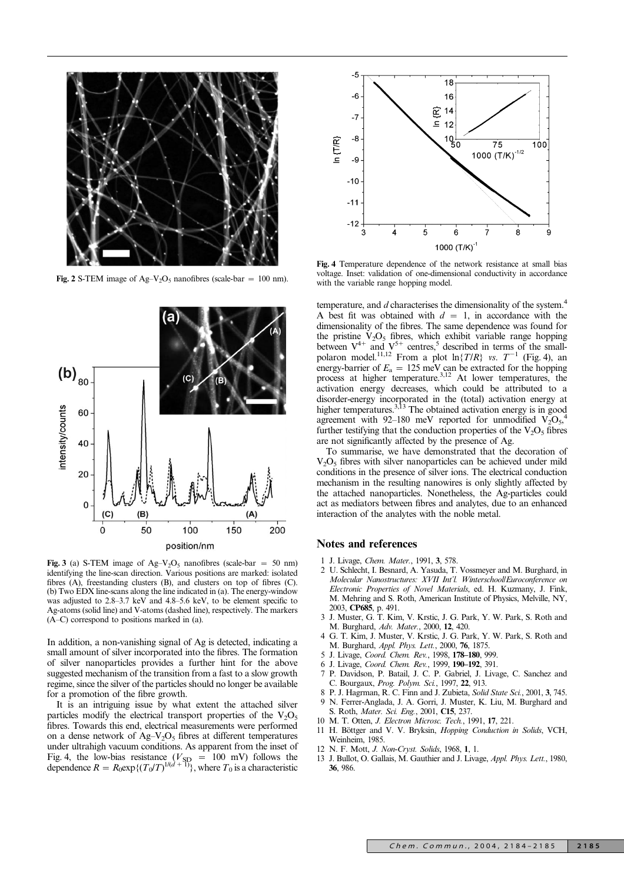Fig. 2 S-TEM image of Ag–$V_2O_5$ nanofibres (scale-bar = 100 nm).

(a)

(A)

(B)

(C)

(b)

intensity/counts

80

60

40

20

0

(C) (B) (A)

0 50 100 150 200

position/nm

**Fig. 3** (a) S-TEM image of Ag–$V_2O_5$ nanofibres (scale-bar = 50 nm) identifying the line-scan direction. Various positions are marked: isolated fibres (A), freestanding clusters (B), and clusters on top of fibres (C). (b) Two EDX line-scans along the line indicated in (a). The energy-window was adjusted to 2.8–3.7 keV and 4.8–5.6 keV, to be element specific to Ag-atoms (solid line) and V-atoms (dashed line), respectively. The markers (A–C) correspond to positions marked in (a).

In addition, a non-vanishing signal of Ag is detected, indicating a small amount of silver incorporated into the fibres. The formation of silver nanoparticles provides a further hint for the above suggested mechanism of the transition from a fast to a slow growth regime, since the silver of the particles should no longer be available for a promotion of the fibre growth.

It is an intriguing issue by what extent the attached silver particles modify the electrical transport properties of the $V_2O_5$ fibres. Towards this end, electrical measurements were performed on a dense network of Ag–$V_2O_5$ fibres at different temperatures under ultrahigh vacuum conditions. As apparent from the inset of Fig. 4, the low-bias resistance ($V_{SD}$ = 100 mV) follows the dependence $R = R_0\exp\{(T_0/T)^{1/(d+1)}\}$, where $T_0$ is a characteristic temperature, and $d$ characterises the dimensionality of the system.[4] A best fit was obtained with $d$ = 1, in accordance with the dimensionality of the fibres. The same dependence was found for the pristine $V_2O_5$ fibres, which exhibit variable range hopping between $V^{4+}$ and $V^{5+}$ centres,[5] described in terms of the small-polaron model.[11,12] From a plot $\ln\{T/R\}$ *vs.* $T^{-1}$ (Fig. 4), an energy-barrier of $E_a$ = 125 meV can be extracted for the hopping process at higher temperature.[3,12] At lower temperatures, the activation energy decreases, which could be attributed to a disorder-energy incorporated in the (total) activation energy at higher temperatures.[3,13] The obtained activation energy is in good agreement with 92–180 meV reported for unmodified $V_2O_5$,[4] further testifying that the conduction properties of the $V_2O_5$ fibres are not significantly affected by the presence of Ag.

ln {T/R}

-5

-6

-7

-8

-9

-10

-11

-12

3 4 5 6 7 8 9

1000 (T/K)$^{-1}$

ln {R}

18

16

14

12

10

50 75 100

1000 (T/K)$^{-1/2}$

**Fig. 4** Temperature dependence of the network resistance at small bias voltage. Inset: validation of one-dimensional conductivity in accordance with the variable range hopping model.

To summarise, we have demonstrated that the decoration of $V_2O_5$ fibres with silver nanoparticles can be achieved under mild conditions in the presence of silver ions. The electrical conduction mechanism in the resulting nanowires is only slightly affected by the attached nanoparticles. Nonetheless, the Ag-particles could act as mediators between fibres and analytes, due to an enhanced interaction of the analytes with the noble metal.

## Notes and references

1. J. Livage, *Chem. Mater.*, 1991, **3**, 578.
2. U. Schlecht, I. Besnard, A. Yasuda, T. Vossmeyer and M. Burghard, in *Molecular Nanostructures: XVII Int'l. Winterschool/Euroconference on Electronic Properties of Novel Materials*, ed. H. Kuzmany, J. Fink, M. Mehring and S. Roth, American Institute of Physics, Melville, NY, 2003, **CP685**, p. 491.
3. J. Muster, G. T. Kim, V. Krstic, J. G. Park, Y. W. Park, S. Roth and M. Burghard, *Adv. Mater.*, 2000, **12**, 420.
4. G. T. Kim, J. Muster, V. Krstic, J. G. Park, Y. W. Park, S. Roth and M. Burghard, *Appl. Phys. Lett.*, 2000, **76**, 1875.
5. J. Livage, *Coord. Chem. Rev.*, 1998, **178–180**, 999.
6. J. Livage, *Coord. Chem. Rev.*, 1999, **190–192**, 391.
7. P. Davidson, P. Batail, J. C. P. Gabriel, J. Livage, C. Sanchez and C. Bourgaux, *Prog. Polym. Sci.*, 1997, **22**, 913.
8. P. J. Hagrman, R. C. Finn and J. Zubieta, *Solid State Sci.*, 2001, **3**, 745.
9. N. Ferrer-Anglada, J. A. Gorri, J. Muster, K. Liu, M. Burghard and S. Roth, *Mater. Sci. Eng.*, 2001, **C15**, 237.
10. M. T. Otten, *J. Electron Microsc. Tech.*, 1991, **17**, 221.
11. H. Böttger and V. V. Bryksin, *Hopping Conduction in Solids*, VCH, Weinheim, 1985.
12. N. F. Mott, *J. Non-Cryst. Solids*, 1968, **1**, 1.
13. J. Bullot, O. Gallais, M. Gauthier and J. Livage, *Appl. Phys. Lett.*, 1980, **36**, 986.